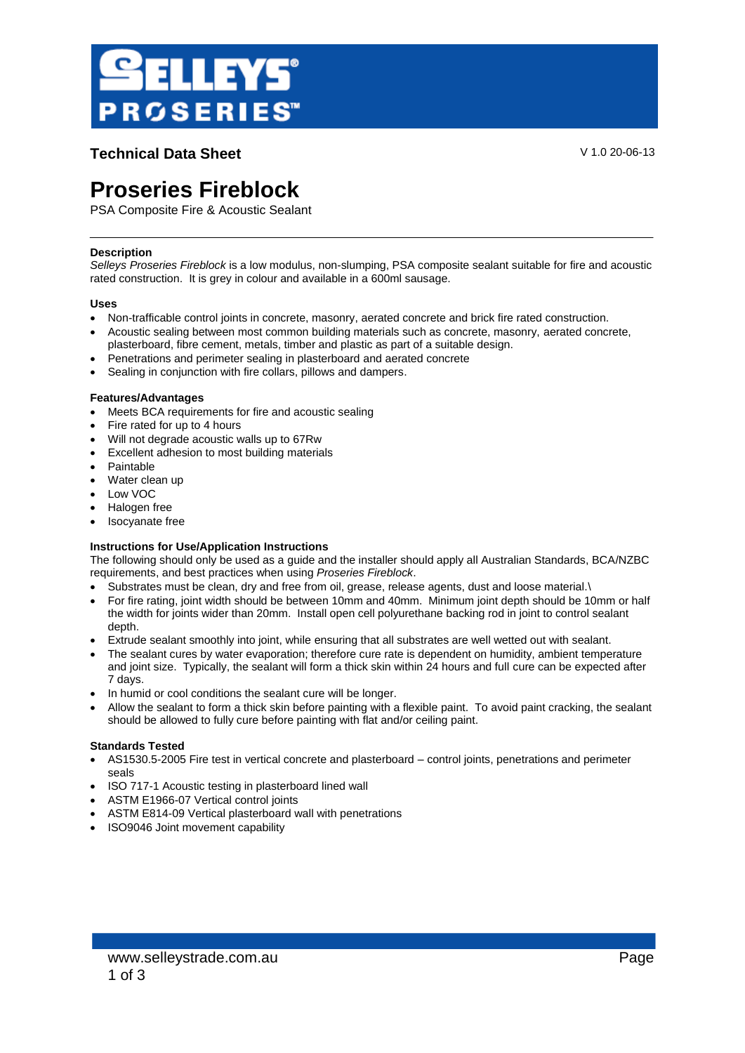**SELLEYS PROSERIES™**

## Technical Data Sheet

V 1.0 20-06-13

# Proseries Fireblock

PSA Composite Fire & Acoustic Sealant

---

### Description

*Selleys Proseries Fireblock* is a low modulus, non-slumping, PSA composite sealant suitable for fire and acoustic rated construction. It is grey in colour and available in a 600ml sausage.

### Uses

- Non-trafficable control joints in concrete, masonry, aerated concrete and brick fire rated construction.
- Acoustic sealing between most common building materials such as concrete, masonry, aerated concrete, plasterboard, fibre cement, metals, timber and plastic as part of a suitable design.
- Penetrations and perimeter sealing in plasterboard and aerated concrete
- Sealing in conjunction with fire collars, pillows and dampers.

### Features/Advantages

- Meets BCA requirements for fire and acoustic sealing
- Fire rated for up to 4 hours
- Will not degrade acoustic walls up to 67Rw
- Excellent adhesion to most building materials
- Paintable
- Water clean up
- Low VOC
- Halogen free
- Isocyanate free

### Instructions for Use/Application Instructions

The following should only be used as a guide and the installer should apply all Australian Standards, BCA/NZBC requirements, and best practices when using *Proseries Fireblock*.

- Substrates must be clean, dry and free from oil, grease, release agents, dust and loose material.\
- For fire rating, joint width should be between 10mm and 40mm. Minimum joint depth should be 10mm or half the width for joints wider than 20mm. Install open cell polyurethane backing rod in joint to control sealant depth.
- Extrude sealant smoothly into joint, while ensuring that all substrates are well wetted out with sealant.
- The sealant cures by water evaporation; therefore cure rate is dependent on humidity, ambient temperature and joint size. Typically, the sealant will form a thick skin within 24 hours and full cure can be expected after 7 days.
- In humid or cool conditions the sealant cure will be longer.
- Allow the sealant to form a thick skin before painting with a flexible paint. To avoid paint cracking, the sealant should be allowed to fully cure before painting with flat and/or ceiling paint.

### Standards Tested

- AS1530.5-2005 Fire test in vertical concrete and plasterboard – control joints, penetrations and perimeter seals
- ISO 717-1 Acoustic testing in plasterboard lined wall
- ASTM E1966-07 Vertical control joints
- ASTM E814-09 Vertical plasterboard wall with penetrations
- ISO9046 Joint movement capability

www.selleystrade.com.au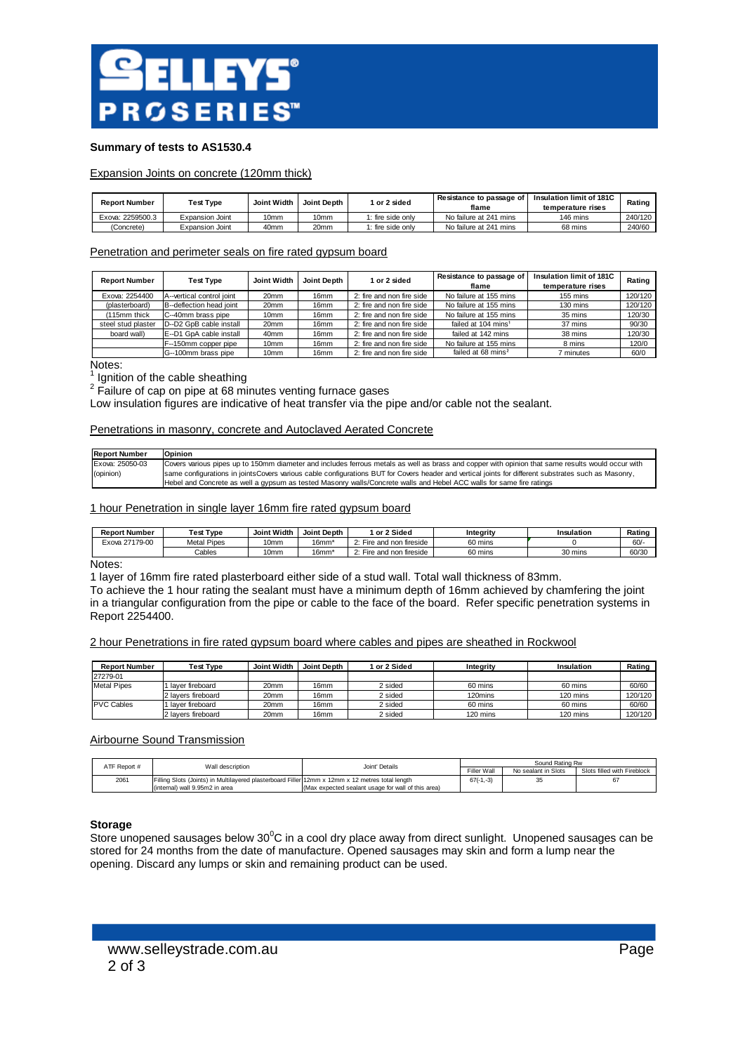**SELLEYS PROSERIES™**

## Summary of tests to AS1530.4

### Expansion Joints on concrete (120mm thick)

| Report Number | Test Type | Joint Width | Joint Depth | 1 or 2 sided | Resistance to passage of flame | Insulation limit of 181C temperature rises | Rating |
|---|---|---|---|---|---|---|---|
| Exova: 2259500.3 | Expansion Joint | 10mm | 10mm | 1: fire side only | No failure at 241 mins | 146 mins | 240/120 |
| (Concrete) | Expansion Joint | 40mm | 20mm | 1: fire side only | No failure at 241 mins | 68 mins | 240/60 |

### Penetration and perimeter seals on fire rated gypsum board

| Report Number | Test Type | Joint Width | Joint Depth | 1 or 2 sided | Resistance to passage of flame | Insulation limit of 181C temperature rises | Rating |
|---|---|---|---|---|---|---|---|
| Exova: 2254400 | A--vertical control joint | 20mm | 16mm | 2: fire and non fire side | No failure at 155 mins | 155 mins | 120/120 |
| (plasterboard) | B--deflection head joint | 20mm | 16mm | 2: fire and non fire side | No failure at 155 mins | 130 mins | 120/120 |
| (115mm thick | C--40mm brass pipe | 10mm | 16mm | 2: fire and non fire side | No failure at 155 mins | 35 mins | 120/30 |
| steel stud plaster | D--D2 GpB cable install | 20mm | 16mm | 2: fire and non fire side | failed at 104 mins[1] | 37 mins | 90/30 |
| board wall) | E--D1 GpA cable install | 40mm | 16mm | 2: fire and non fire side | failed at 142 mins | 38 mins | 120/30 |
| | F--150mm copper pipe | 10mm | 16mm | 2: fire and non fire side | No failure at 155 mins | 8 mins | 120/0 |
| | G--100mm brass pipe | 10mm | 16mm | 2: fire and non fire side | failed at 68 mins[2] | 7 minutes | 60/0 |

Notes:

[1] Ignition of the cable sheathing

[2] Failure of cap on pipe at 68 minutes venting furnace gases

Low insulation figures are indicative of heat transfer via the pipe and/or cable not the sealant.

### Penetrations in masonry, concrete and Autoclaved Aerated Concrete

| Report Number | Opinion |
|---|---|
| Exova: 25050-03 (opinion) | Covers various pipes up to 150mm diameter and includes ferrous metals as well as brass and copper with opinion that same results would occur with same configurations in jointsCovers various cable configurations BUT for Covers header and vertical joints for different substrates such as Masonry, Hebel and Concrete as well a gypsum as tested Masonry walls/Concrete walls and Hebel ACC walls for same fire ratings |

### 1 hour Penetration in single layer 16mm fire rated gypsum board

| Report Number | Test Type | Joint Width | Joint Depth | 1 or 2 Sided | Integrity | Insulation | Rating |
|---|---|---|---|---|---|---|---|
| Exova 27179-00 | Metal Pipes | 10mm | 16mm* | 2: Fire and non fireside | 60 mins | 0 | 60/- |
| | Cables | 10mm | 16mm* | 2: Fire and non fireside | 60 mins | 30 mins | 60/30 |

Notes:

1 layer of 16mm fire rated plasterboard either side of a stud wall. Total wall thickness of 83mm.

To achieve the 1 hour rating the sealant must have a minimum depth of 16mm achieved by chamfering the joint in a triangular configuration from the pipe or cable to the face of the board. Refer specific penetration systems in Report 2254400.

### 2 hour Penetrations in fire rated gypsum board where cables and pipes are sheathed in Rockwool

| Report Number | Test Type | Joint Width | Joint Depth | 1 or 2 Sided | Integrity | Insulation | Rating |
|---|---|---|---|---|---|---|---|
| 27279-01 | | | | | | | |
| Metal Pipes | 1 layer fireboard | 20mm | 16mm | 2 sided | 60 mins | 60 mins | 60/60 |
| | 2 layers fireboard | 20mm | 16mm | 2 sided | 120mins | 120 mins | 120/120 |
| PVC Cables | 1 layer fireboard | 20mm | 16mm | 2 sided | 60 mins | 60 mins | 60/60 |
| | 2 layers fireboard | 20mm | 16mm | 2 sided | 120 mins | 120 mins | 120/120 |

### Airbourne Sound Transmission

| ATF Report # | Wall description | Joint' Details | Sound Rating Rw | | |
|---|---|---|---|---|---|
| | | | Filler Wall | No sealant in Slots | Slots filled with Fireblock |
| 2061 | Filling Slots (Joints) in Multilayered plasterboard Filler (internal) wall 9.95m2 in area | 12mm x 12mm x 12 metres total length (Max expected sealant usage for wall of this area) | 67(-1,-3) | 35 | 67 |

### Storage

Store unopened sausages below $30^0$C in a cool dry place away from direct sunlight. Unopened sausages can be stored for 24 months from the date of manufacture. Opened sausages may skin and form a lump near the opening. Discard any lumps or skin and remaining product can be used.

www.selleystrade.com.au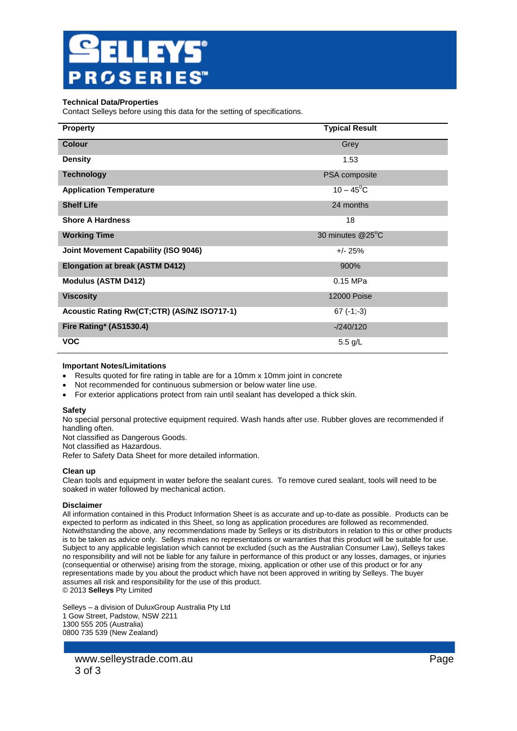## Technical Data/Properties

Contact Selleys before using this data for the setting of specifications.

| Property | Typical Result |
|---|---|
| **Colour** | Grey |
| **Density** | 1.53 |
| **Technology** | PSA composite |
| **Application Temperature** | 10 – 45$^{0}$C |
| **Shelf Life** | 24 months |
| **Shore A Hardness** | 18 |
| **Working Time** | 30 minutes @25$^{0}$C |
| **Joint Movement Capability (ISO 9046)** | +/- 25% |
| **Elongation at break (ASTM D412)** | 900% |
| **Modulus (ASTM D412)** | 0.15 MPa |
| **Viscosity** | 12000 Poise |
| **Acoustic Rating Rw(CT;CTR) (AS/NZ ISO717-1)** | 67 (-1;-3) |
| **Fire Rating* (AS1530.4)** | -/240/120 |
| **VOC** | 5.5 g/L |

## Important Notes/Limitations

- Results quoted for fire rating in table are for a 10mm x 10mm joint in concrete
- Not recommended for continuous submersion or below water line use.
- For exterior applications protect from rain until sealant has developed a thick skin.

## Safety

No special personal protective equipment required. Wash hands after use. Rubber gloves are recommended if handling often.
Not classified as Dangerous Goods.
Not classified as Hazardous.
Refer to Safety Data Sheet for more detailed information.

## Clean up

Clean tools and equipment in water before the sealant cures. To remove cured sealant, tools will need to be soaked in water followed by mechanical action.

## Disclaimer

All information contained in this Product Information Sheet is as accurate and up-to-date as possible. Products can be expected to perform as indicated in this Sheet, so long as application procedures are followed as recommended. Notwithstanding the above, any recommendations made by Selleys or its distributors in relation to this or other products is to be taken as advice only. Selleys makes no representations or warranties that this product will be suitable for use. Subject to any applicable legislation which cannot be excluded (such as the Australian Consumer Law), Selleys takes no responsibility and will not be liable for any failure in performance of this product or any losses, damages, or injuries (consequential or otherwise) arising from the storage, mixing, application or other use of this product or for any representations made by you about the product which have not been approved in writing by Selleys. The buyer assumes all risk and responsibility for the use of this product.
© 2013 **Selleys** Pty Limited

Selleys – a division of DuluxGroup Australia Pty Ltd
1 Gow Street, Padstow, NSW 2211
1300 555 205 (Australia)
0800 735 539 (New Zealand)

www.selleystrade.com.au